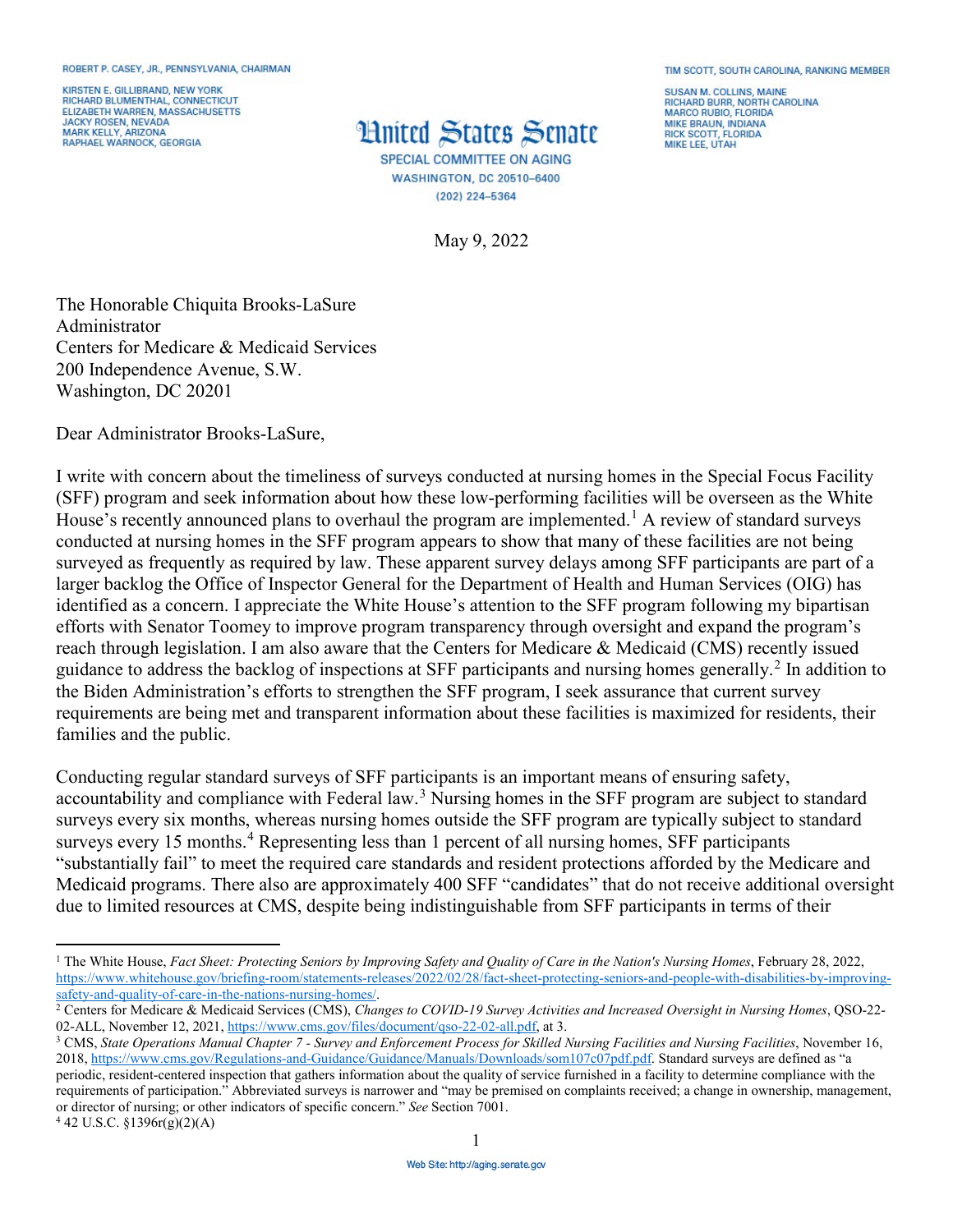ROBERT P. CASEY, JR., PENNSYLVANIA, CHAIRMAN

KIRSTEN E. GILLIBRAND, NEW YORK
RICHARD BLUMENTHAL, CONNECTICUT
ELIZABETH WARREN, MASSACHUSETTS
JACKY ROSEN, NEVADA
MARK KELLY, ARIZONA
RAPHAEL WARNOCK, GEORGIA

TIM SCOTT, SOUTH CAROLINA, RANKING MEMBER

SUSAN M. COLLINS, MAINE
RICHARD BURR, NORTH CAROLINA
MARCO RUBIO, FLORIDA
MIKE BRAUN, INDIANA
RICK SCOTT, FLORIDA
MIKE LEE, UTAH

# United States Senate

SPECIAL COMMITTEE ON AGING
WASHINGTON, DC 20510–6400
(202) 224–5364

May 9, 2022

The Honorable Chiquita Brooks-LaSure
Administrator
Centers for Medicare & Medicaid Services
200 Independence Avenue, S.W.
Washington, DC 20201

Dear Administrator Brooks-LaSure,

I write with concern about the timeliness of surveys conducted at nursing homes in the Special Focus Facility (SFF) program and seek information about how these low-performing facilities will be overseen as the White House's recently announced plans to overhaul the program are implemented.[1] A review of standard surveys conducted at nursing homes in the SFF program appears to show that many of these facilities are not being surveyed as frequently as required by law. These apparent survey delays among SFF participants are part of a larger backlog the Office of Inspector General for the Department of Health and Human Services (OIG) has identified as a concern. I appreciate the White House's attention to the SFF program following my bipartisan efforts with Senator Toomey to improve program transparency through oversight and expand the program's reach through legislation. I am also aware that the Centers for Medicare & Medicaid (CMS) recently issued guidance to address the backlog of inspections at SFF participants and nursing homes generally.[2] In addition to the Biden Administration's efforts to strengthen the SFF program, I seek assurance that current survey requirements are being met and transparent information about these facilities is maximized for residents, their families and the public.

Conducting regular standard surveys of SFF participants is an important means of ensuring safety, accountability and compliance with Federal law.[3] Nursing homes in the SFF program are subject to standard surveys every six months, whereas nursing homes outside the SFF program are typically subject to standard surveys every 15 months.[4] Representing less than 1 percent of all nursing homes, SFF participants "substantially fail" to meet the required care standards and resident protections afforded by the Medicare and Medicaid programs. There also are approximately 400 SFF "candidates" that do not receive additional oversight due to limited resources at CMS, despite being indistinguishable from SFF participants in terms of their

---

[1] The White House, *Fact Sheet: Protecting Seniors by Improving Safety and Quality of Care in the Nation's Nursing Homes*, February 28, 2022, https://www.whitehouse.gov/briefing-room/statements-releases/2022/02/28/fact-sheet-protecting-seniors-and-people-with-disabilities-by-improving-safety-and-quality-of-care-in-the-nations-nursing-homes/.

[2] Centers for Medicare & Medicaid Services (CMS), *Changes to COVID-19 Survey Activities and Increased Oversight in Nursing Homes*, QSO-22-02-ALL, November 12, 2021, https://www.cms.gov/files/document/qso-22-02-all.pdf, at 3.

[3] CMS, *State Operations Manual Chapter 7 - Survey and Enforcement Process for Skilled Nursing Facilities and Nursing Facilities*, November 16, 2018, https://www.cms.gov/Regulations-and-Guidance/Guidance/Manuals/Downloads/som107c07pdf.pdf. Standard surveys are defined as "a periodic, resident-centered inspection that gathers information about the quality of service furnished in a facility to determine compliance with the requirements of participation." Abbreviated surveys is narrower and "may be premised on complaints received; a change in ownership, management, or director of nursing; or other indicators of specific concern." *See* Section 7001.

[4] 42 U.S.C. §1396r(g)(2)(A)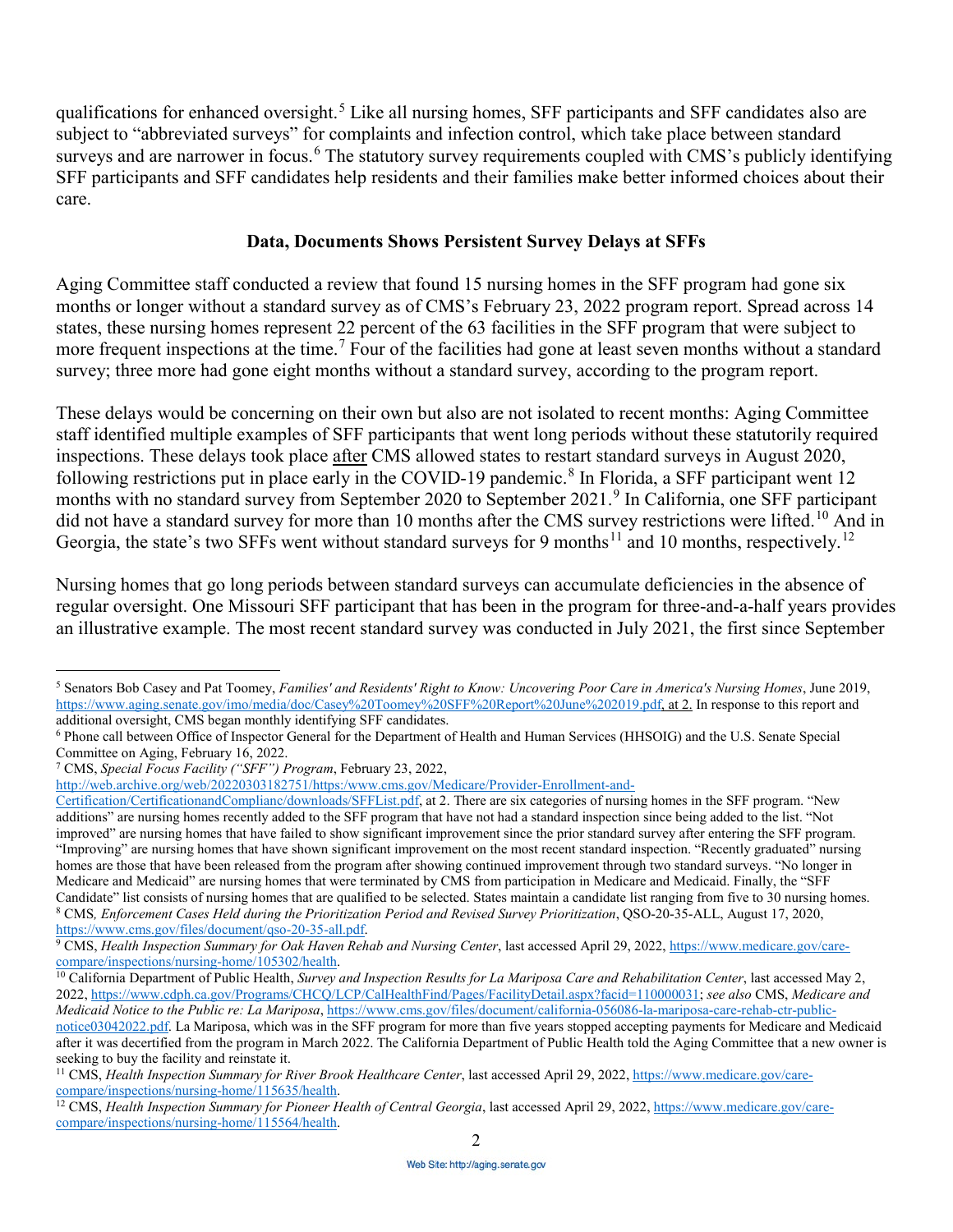qualifications for enhanced oversight.[5] Like all nursing homes, SFF participants and SFF candidates also are subject to "abbreviated surveys" for complaints and infection control, which take place between standard surveys and are narrower in focus.[6] The statutory survey requirements coupled with CMS's publicly identifying SFF participants and SFF candidates help residents and their families make better informed choices about their care.

### Data, Documents Shows Persistent Survey Delays at SFFs

Aging Committee staff conducted a review that found 15 nursing homes in the SFF program had gone six months or longer without a standard survey as of CMS's February 23, 2022 program report. Spread across 14 states, these nursing homes represent 22 percent of the 63 facilities in the SFF program that were subject to more frequent inspections at the time.[7] Four of the facilities had gone at least seven months without a standard survey; three more had gone eight months without a standard survey, according to the program report.

These delays would be concerning on their own but also are not isolated to recent months: Aging Committee staff identified multiple examples of SFF participants that went long periods without these statutorily required inspections. These delays took place after CMS allowed states to restart standard surveys in August 2020, following restrictions put in place early in the COVID-19 pandemic.[8] In Florida, a SFF participant went 12 months with no standard survey from September 2020 to September 2021.[9] In California, one SFF participant did not have a standard survey for more than 10 months after the CMS survey restrictions were lifted.[10] And in Georgia, the state's two SFFs went without standard surveys for 9 months[11] and 10 months, respectively.[12]

Nursing homes that go long periods between standard surveys can accumulate deficiencies in the absence of regular oversight. One Missouri SFF participant that has been in the program for three-and-a-half years provides an illustrative example. The most recent standard survey was conducted in July 2021, the first since September

---

[5] Senators Bob Casey and Pat Toomey, *Families' and Residents' Right to Know: Uncovering Poor Care in America's Nursing Homes*, June 2019, https://www.aging.senate.gov/imo/media/doc/Casey%20Toomey%20SFF%20Report%20June%202019.pdf, at 2. In response to this report and additional oversight, CMS began monthly identifying SFF candidates.

[6] Phone call between Office of Inspector General for the Department of Health and Human Services (HHSOIG) and the U.S. Senate Special Committee on Aging, February 16, 2022.

[7] CMS, *Special Focus Facility ("SFF") Program*, February 23, 2022, http://web.archive.org/web/20220303182751/https:/www.cms.gov/Medicare/Provider-Enrollment-and-Certification/CertificationandComplianc/downloads/SFFList.pdf, at 2. There are six categories of nursing homes in the SFF program. "New additions" are nursing homes recently added to the SFF program that have not had a standard inspection since being added to the list. "Not improved" are nursing homes that have failed to show significant improvement since the prior standard survey after entering the SFF program. "Improving" are nursing homes that have shown significant improvement on the most recent standard inspection. "Recently graduated" nursing homes are those that have been released from the program after showing continued improvement through two standard surveys. "No longer in Medicare and Medicaid" are nursing homes that were terminated by CMS from participation in Medicare and Medicaid. Finally, the "SFF Candidate" list consists of nursing homes that are qualified to be selected. States maintain a candidate list ranging from five to 30 nursing homes.

[8] CMS, *Enforcement Cases Held during the Prioritization Period and Revised Survey Prioritization*, QSO-20-35-ALL, August 17, 2020, https://www.cms.gov/files/document/qso-20-35-all.pdf.

[9] CMS, *Health Inspection Summary for Oak Haven Rehab and Nursing Center*, last accessed April 29, 2022, https://www.medicare.gov/care-compare/inspections/nursing-home/105302/health.

[10] California Department of Public Health, *Survey and Inspection Results for La Mariposa Care and Rehabilitation Center*, last accessed May 2, 2022, https://www.cdph.ca.gov/Programs/CHCQ/LCP/CalHealthFind/Pages/FacilityDetail.aspx?facid=110000031; *see also* CMS, *Medicare and Medicaid Notice to the Public re: La Mariposa*, https://www.cms.gov/files/document/california-056086-la-mariposa-care-rehab-ctr-public-notice03042022.pdf. La Mariposa, which was in the SFF program for more than five years stopped accepting payments for Medicare and Medicaid after it was decertified from the program in March 2022. The California Department of Public Health told the Aging Committee that a new owner is seeking to buy the facility and reinstate it.

[11] CMS, *Health Inspection Summary for River Brook Healthcare Center*, last accessed April 29, 2022, https://www.medicare.gov/care-compare/inspections/nursing-home/115635/health.

[12] CMS, *Health Inspection Summary for Pioneer Health of Central Georgia*, last accessed April 29, 2022, https://www.medicare.gov/care-compare/inspections/nursing-home/115564/health.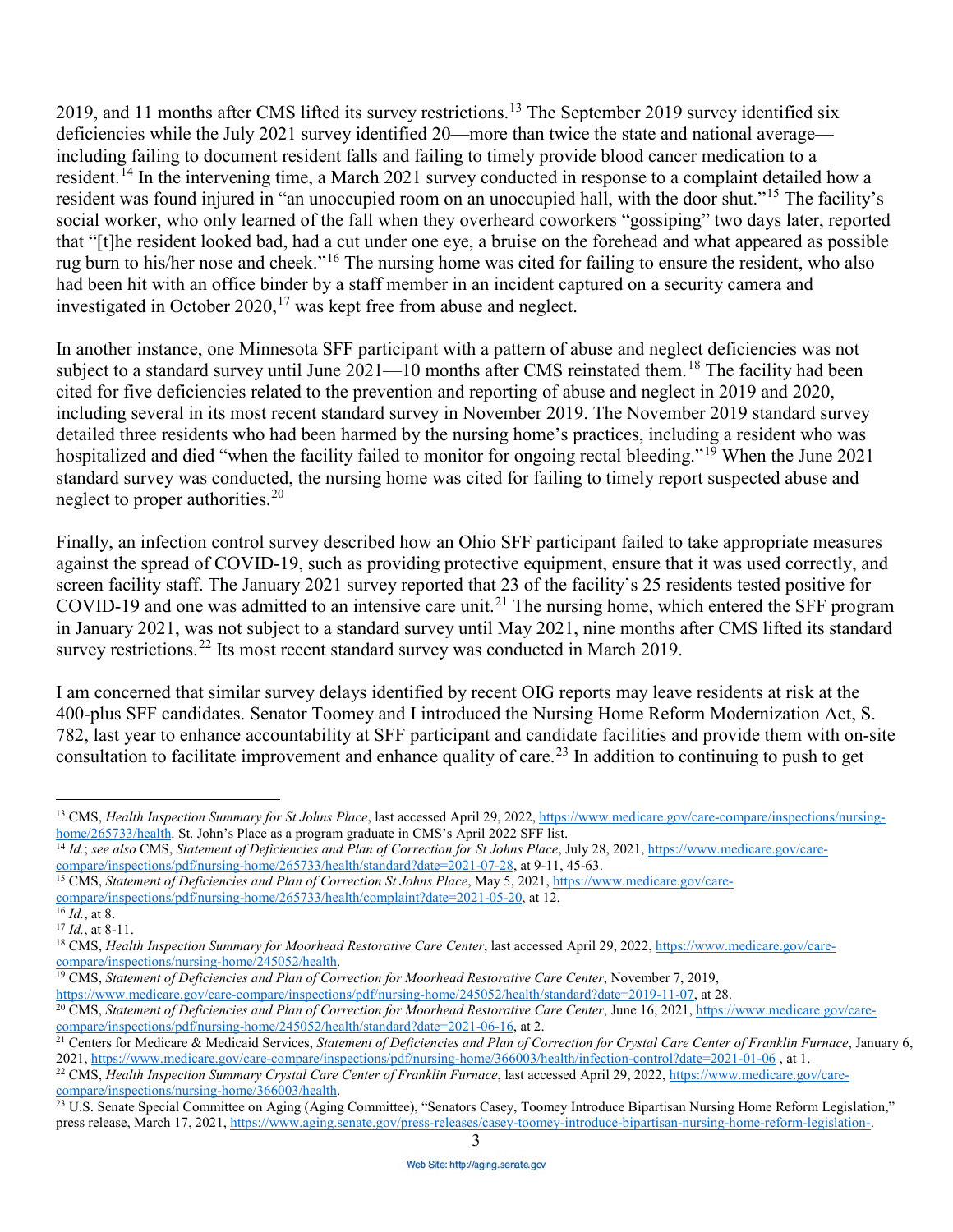2019, and 11 months after CMS lifted its survey restrictions.[13] The September 2019 survey identified six deficiencies while the July 2021 survey identified 20—more than twice the state and national average—including failing to document resident falls and failing to timely provide blood cancer medication to a resident.[14] In the intervening time, a March 2021 survey conducted in response to a complaint detailed how a resident was found injured in "an unoccupied room on an unoccupied hall, with the door shut."[15] The facility's social worker, who only learned of the fall when they overheard coworkers "gossiping" two days later, reported that "[t]he resident looked bad, had a cut under one eye, a bruise on the forehead and what appeared as possible rug burn to his/her nose and cheek."[16] The nursing home was cited for failing to ensure the resident, who also had been hit with an office binder by a staff member in an incident captured on a security camera and investigated in October 2020,[17] was kept free from abuse and neglect.

In another instance, one Minnesota SFF participant with a pattern of abuse and neglect deficiencies was not subject to a standard survey until June 2021—10 months after CMS reinstated them.[18] The facility had been cited for five deficiencies related to the prevention and reporting of abuse and neglect in 2019 and 2020, including several in its most recent standard survey in November 2019. The November 2019 standard survey detailed three residents who had been harmed by the nursing home's practices, including a resident who was hospitalized and died "when the facility failed to monitor for ongoing rectal bleeding."[19] When the June 2021 standard survey was conducted, the nursing home was cited for failing to timely report suspected abuse and neglect to proper authorities.[20]

Finally, an infection control survey described how an Ohio SFF participant failed to take appropriate measures against the spread of COVID-19, such as providing protective equipment, ensure that it was used correctly, and screen facility staff. The January 2021 survey reported that 23 of the facility's 25 residents tested positive for COVID-19 and one was admitted to an intensive care unit.[21] The nursing home, which entered the SFF program in January 2021, was not subject to a standard survey until May 2021, nine months after CMS lifted its standard survey restrictions.[22] Its most recent standard survey was conducted in March 2019.

I am concerned that similar survey delays identified by recent OIG reports may leave residents at risk at the 400-plus SFF candidates. Senator Toomey and I introduced the Nursing Home Reform Modernization Act, S. 782, last year to enhance accountability at SFF participant and candidate facilities and provide them with on-site consultation to facilitate improvement and enhance quality of care.[23] In addition to continuing to push to get

---

[13] CMS, *Health Inspection Summary for St Johns Place*, last accessed April 29, 2022, https://www.medicare.gov/care-compare/inspections/nursing-home/265733/health. St. John's Place as a program graduate in CMS's April 2022 SFF list.

[14] *Id.*; *see also* CMS, *Statement of Deficiencies and Plan of Correction for St Johns Place*, July 28, 2021, https://www.medicare.gov/care-compare/inspections/pdf/nursing-home/265733/health/standard?date=2021-07-28, at 9-11, 45-63.

[15] CMS, *Statement of Deficiencies and Plan of Correction St Johns Place*, May 5, 2021, https://www.medicare.gov/care-compare/inspections/pdf/nursing-home/265733/health/complaint?date=2021-05-20, at 12.

[16] *Id.*, at 8.

[17] *Id.*, at 8-11.

[18] CMS, *Health Inspection Summary for Moorhead Restorative Care Center*, last accessed April 29, 2022, https://www.medicare.gov/care-compare/inspections/nursing-home/245052/health.

[19] CMS, *Statement of Deficiencies and Plan of Correction for Moorhead Restorative Care Center*, November 7, 2019, https://www.medicare.gov/care-compare/inspections/pdf/nursing-home/245052/health/standard?date=2019-11-07, at 28.

[20] CMS, *Statement of Deficiencies and Plan of Correction for Moorhead Restorative Care Center*, June 16, 2021, https://www.medicare.gov/care-compare/inspections/pdf/nursing-home/245052/health/standard?date=2021-06-16, at 2.

[21] Centers for Medicare & Medicaid Services, *Statement of Deficiencies and Plan of Correction for Crystal Care Center of Franklin Furnace*, January 6, 2021, https://www.medicare.gov/care-compare/inspections/pdf/nursing-home/366003/health/infection-control?date=2021-01-06 , at 1.

[22] CMS, *Health Inspection Summary Crystal Care Center of Franklin Furnace*, last accessed April 29, 2022, https://www.medicare.gov/care-compare/inspections/nursing-home/366003/health.

[23] U.S. Senate Special Committee on Aging (Aging Committee), "Senators Casey, Toomey Introduce Bipartisan Nursing Home Reform Legislation," press release, March 17, 2021, https://www.aging.senate.gov/press-releases/casey-toomey-introduce-bipartisan-nursing-home-reform-legislation-.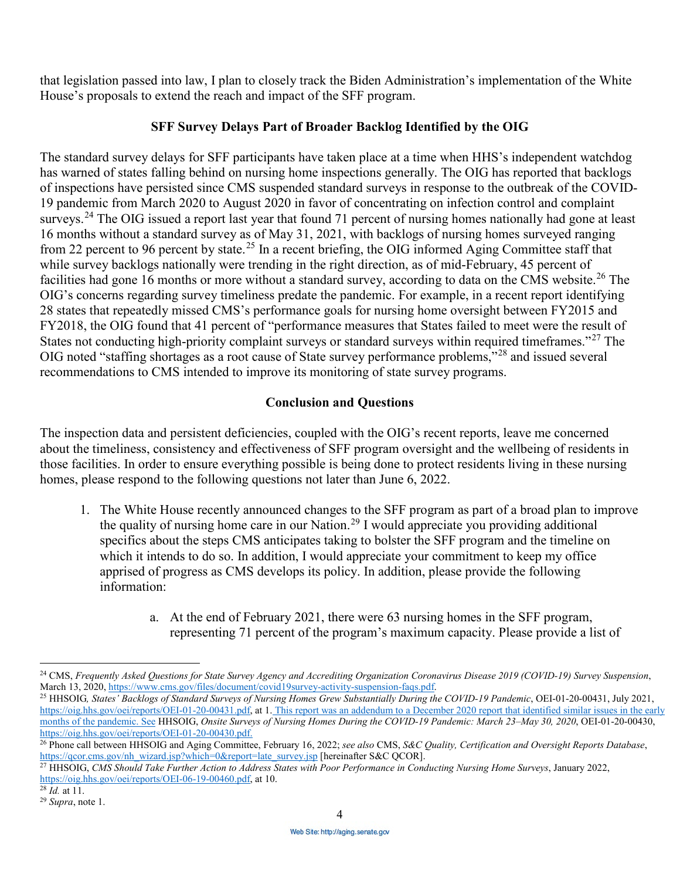that legislation passed into law, I plan to closely track the Biden Administration's implementation of the White House's proposals to extend the reach and impact of the SFF program.

**SFF Survey Delays Part of Broader Backlog Identified by the OIG**

The standard survey delays for SFF participants have taken place at a time when HHS's independent watchdog has warned of states falling behind on nursing home inspections generally. The OIG has reported that backlogs of inspections have persisted since CMS suspended standard surveys in response to the outbreak of the COVID-19 pandemic from March 2020 to August 2020 in favor of concentrating on infection control and complaint surveys.[24] The OIG issued a report last year that found 71 percent of nursing homes nationally had gone at least 16 months without a standard survey as of May 31, 2021, with backlogs of nursing homes surveyed ranging from 22 percent to 96 percent by state.[25] In a recent briefing, the OIG informed Aging Committee staff that while survey backlogs nationally were trending in the right direction, as of mid-February, 45 percent of facilities had gone 16 months or more without a standard survey, according to data on the CMS website.[26] The OIG's concerns regarding survey timeliness predate the pandemic. For example, in a recent report identifying 28 states that repeatedly missed CMS's performance goals for nursing home oversight between FY2015 and FY2018, the OIG found that 41 percent of "performance measures that States failed to meet were the result of States not conducting high-priority complaint surveys or standard surveys within required timeframes."[27] The OIG noted "staffing shortages as a root cause of State survey performance problems,"[28] and issued several recommendations to CMS intended to improve its monitoring of state survey programs.

**Conclusion and Questions**

The inspection data and persistent deficiencies, coupled with the OIG's recent reports, leave me concerned about the timeliness, consistency and effectiveness of SFF program oversight and the wellbeing of residents in those facilities. In order to ensure everything possible is being done to protect residents living in these nursing homes, please respond to the following questions not later than June 6, 2022.

1. The White House recently announced changes to the SFF program as part of a broad plan to improve the quality of nursing home care in our Nation.[29] I would appreciate you providing additional specifics about the steps CMS anticipates taking to bolster the SFF program and the timeline on which it intends to do so. In addition, I would appreciate your commitment to keep my office apprised of progress as CMS develops its policy. In addition, please provide the following information:

    a. At the end of February 2021, there were 63 nursing homes in the SFF program, representing 71 percent of the program's maximum capacity. Please provide a list of

---

[24] CMS, *Frequently Asked Questions for State Survey Agency and Accrediting Organization Coronavirus Disease 2019 (COVID-19) Survey Suspension*, March 13, 2020, https://www.cms.gov/files/document/covid19survey-activity-suspension-faqs.pdf.

[25] HHSOIG, *States' Backlogs of Standard Surveys of Nursing Homes Grew Substantially During the COVID-19 Pandemic*, OEI-01-20-00431, July 2021, https://oig.hhs.gov/oei/reports/OEI-01-20-00431.pdf, at 1. This report was an addendum to a December 2020 report that identified similar issues in the early months of the pandemic. See HHSOIG, *Onsite Surveys of Nursing Homes During the COVID-19 Pandemic: March 23–May 30, 2020*, OEI-01-20-00430, https://oig.hhs.gov/oei/reports/OEI-01-20-00430.pdf.

[26] Phone call between HHSOIG and Aging Committee, February 16, 2022; *see also* CMS, *S&C Quality, Certification and Oversight Reports Database*, https://qcor.cms.gov/nh_wizard.jsp?which=0&report=late_survey.jsp [hereinafter S&C QCOR].

[27] HHSOIG, *CMS Should Take Further Action to Address States with Poor Performance in Conducting Nursing Home Surveys*, January 2022, https://oig.hhs.gov/oei/reports/OEI-06-19-00460.pdf, at 10.

[28] *Id.* at 11.

[29] *Supra*, note 1.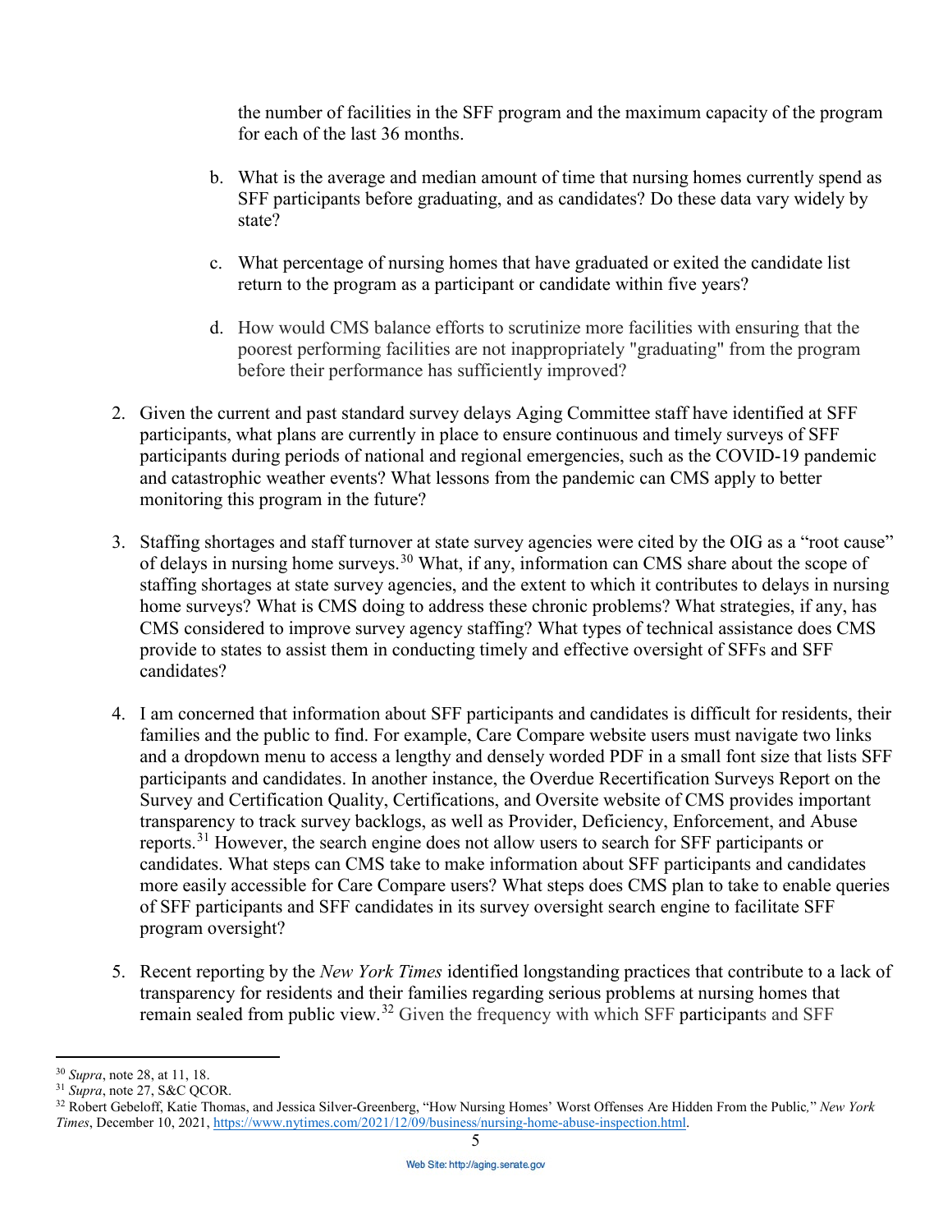the number of facilities in the SFF program and the maximum capacity of the program for each of the last 36 months.

b. What is the average and median amount of time that nursing homes currently spend as SFF participants before graduating, and as candidates? Do these data vary widely by state?

c. What percentage of nursing homes that have graduated or exited the candidate list return to the program as a participant or candidate within five years?

d. How would CMS balance efforts to scrutinize more facilities with ensuring that the poorest performing facilities are not inappropriately "graduating" from the program before their performance has sufficiently improved?

2. Given the current and past standard survey delays Aging Committee staff have identified at SFF participants, what plans are currently in place to ensure continuous and timely surveys of SFF participants during periods of national and regional emergencies, such as the COVID-19 pandemic and catastrophic weather events? What lessons from the pandemic can CMS apply to better monitoring this program in the future?

3. Staffing shortages and staff turnover at state survey agencies were cited by the OIG as a "root cause" of delays in nursing home surveys.[30] What, if any, information can CMS share about the scope of staffing shortages at state survey agencies, and the extent to which it contributes to delays in nursing home surveys? What is CMS doing to address these chronic problems? What strategies, if any, has CMS considered to improve survey agency staffing? What types of technical assistance does CMS provide to states to assist them in conducting timely and effective oversight of SFFs and SFF candidates?

4. I am concerned that information about SFF participants and candidates is difficult for residents, their families and the public to find. For example, Care Compare website users must navigate two links and a dropdown menu to access a lengthy and densely worded PDF in a small font size that lists SFF participants and candidates. In another instance, the Overdue Recertification Surveys Report on the Survey and Certification Quality, Certifications, and Oversite website of CMS provides important transparency to track survey backlogs, as well as Provider, Deficiency, Enforcement, and Abuse reports.[31] However, the search engine does not allow users to search for SFF participants or candidates. What steps can CMS take to make information about SFF participants and candidates more easily accessible for Care Compare users? What steps does CMS plan to take to enable queries of SFF participants and SFF candidates in its survey oversight search engine to facilitate SFF program oversight?

5. Recent reporting by the *New York Times* identified longstanding practices that contribute to a lack of transparency for residents and their families regarding serious problems at nursing homes that remain sealed from public view.[32] Given the frequency with which SFF participants and SFF

---

[30] *Supra*, note 28, at 11, 18.

[31] *Supra*, note 27, S&C QCOR.

[32] Robert Gebeloff, Katie Thomas, and Jessica Silver-Greenberg, "How Nursing Homes' Worst Offenses Are Hidden From the Public," *New York Times*, December 10, 2021, https://www.nytimes.com/2021/12/09/business/nursing-home-abuse-inspection.html.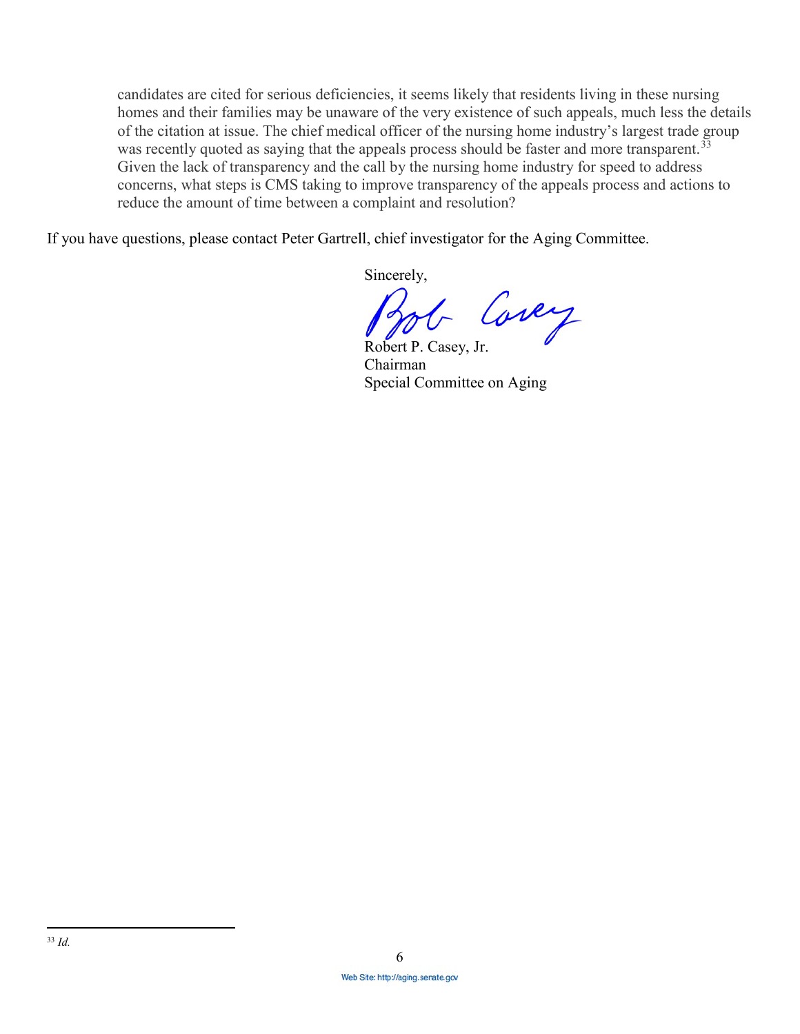candidates are cited for serious deficiencies, it seems likely that residents living in these nursing homes and their families may be unaware of the very existence of such appeals, much less the details of the citation at issue. The chief medical officer of the nursing home industry's largest trade group was recently quoted as saying that the appeals process should be faster and more transparent.[33] Given the lack of transparency and the call by the nursing home industry for speed to address concerns, what steps is CMS taking to improve transparency of the appeals process and actions to reduce the amount of time between a complaint and resolution?

If you have questions, please contact Peter Gartrell, chief investigator for the Aging Committee.

Sincerely,

Robert P. Casey, Jr.
Chairman
Special Committee on Aging

---

[33] *Id.*

Web Site: http://aging.senate.gov